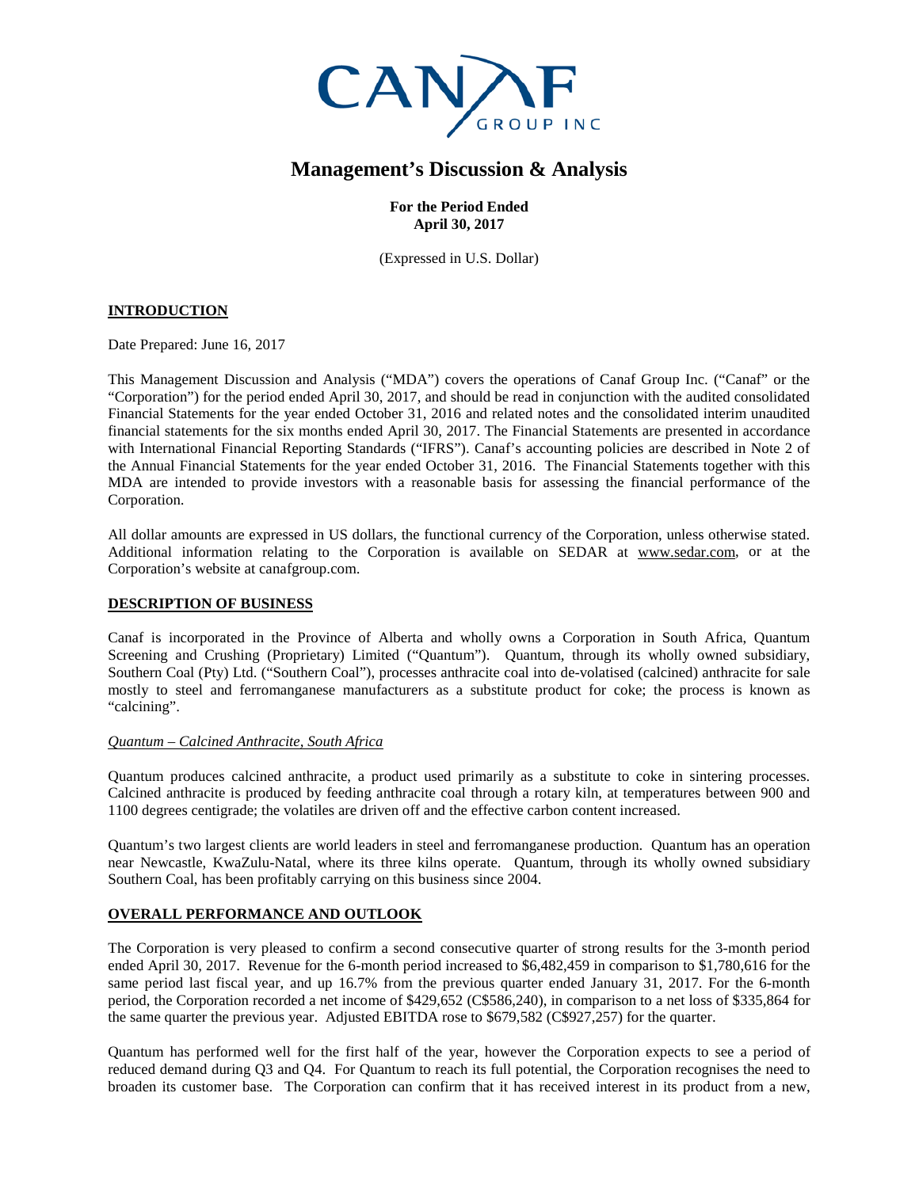# Management's Discussion & Analysis

**For the Period Ended**
**April 30, 2017**

(Expressed in U.S. Dollar)

## INTRODUCTION

Date Prepared: June 16, 2017

This Management Discussion and Analysis ("MDA") covers the operations of Canaf Group Inc. ("Canaf" or the "Corporation") for the period ended April 30, 2017, and should be read in conjunction with the audited consolidated Financial Statements for the year ended October 31, 2016 and related notes and the consolidated interim unaudited financial statements for the six months ended April 30, 2017. The Financial Statements are presented in accordance with International Financial Reporting Standards ("IFRS"). Canaf's accounting policies are described in Note 2 of the Annual Financial Statements for the year ended October 31, 2016. The Financial Statements together with this MDA are intended to provide investors with a reasonable basis for assessing the financial performance of the Corporation.

All dollar amounts are expressed in US dollars, the functional currency of the Corporation, unless otherwise stated. Additional information relating to the Corporation is available on SEDAR at www.sedar.com, or at the Corporation's website at canafgroup.com.

## DESCRIPTION OF BUSINESS

Canaf is incorporated in the Province of Alberta and wholly owns a Corporation in South Africa, Quantum Screening and Crushing (Proprietary) Limited ("Quantum"). Quantum, through its wholly owned subsidiary, Southern Coal (Pty) Ltd. ("Southern Coal"), processes anthracite coal into de-volatised (calcined) anthracite for sale mostly to steel and ferromanganese manufacturers as a substitute product for coke; the process is known as "calcining".

### *Quantum – Calcined Anthracite, South Africa*

Quantum produces calcined anthracite, a product used primarily as a substitute to coke in sintering processes. Calcined anthracite is produced by feeding anthracite coal through a rotary kiln, at temperatures between 900 and 1100 degrees centigrade; the volatiles are driven off and the effective carbon content increased.

Quantum's two largest clients are world leaders in steel and ferromanganese production. Quantum has an operation near Newcastle, KwaZulu-Natal, where its three kilns operate. Quantum, through its wholly owned subsidiary Southern Coal, has been profitably carrying on this business since 2004.

## OVERALL PERFORMANCE AND OUTLOOK

The Corporation is very pleased to confirm a second consecutive quarter of strong results for the 3-month period ended April 30, 2017. Revenue for the 6-month period increased to $6,482,459 in comparison to $1,780,616 for the same period last fiscal year, and up 16.7% from the previous quarter ended January 31, 2017. For the 6-month period, the Corporation recorded a net income of $429,652 (C$586,240), in comparison to a net loss of $335,864 for the same quarter the previous year. Adjusted EBITDA rose to $679,582 (C$927,257) for the quarter.

Quantum has performed well for the first half of the year, however the Corporation expects to see a period of reduced demand during Q3 and Q4. For Quantum to reach its full potential, the Corporation recognises the need to broaden its customer base. The Corporation can confirm that it has received interest in its product from a new,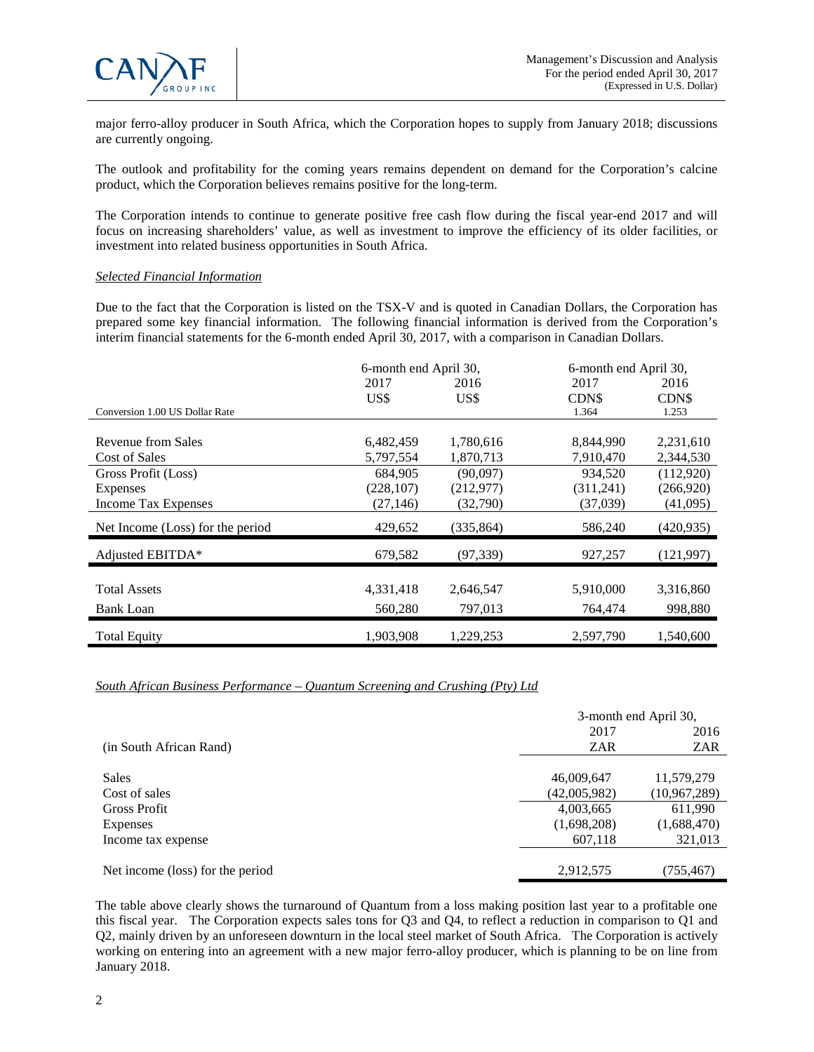major ferro-alloy producer in South Africa, which the Corporation hopes to supply from January 2018; discussions are currently ongoing.

The outlook and profitability for the coming years remains dependent on demand for the Corporation's calcine product, which the Corporation believes remains positive for the long-term.

The Corporation intends to continue to generate positive free cash flow during the fiscal year-end 2017 and will focus on increasing shareholders' value, as well as investment to improve the efficiency of its older facilities, or investment into related business opportunities in South Africa.

*Selected Financial Information*

Due to the fact that the Corporation is listed on the TSX-V and is quoted in Canadian Dollars, the Corporation has prepared some key financial information. The following financial information is derived from the Corporation's interim financial statements for the 6-month ended April 30, 2017, with a comparison in Canadian Dollars.

| | 6-month end April 30, | | 6-month end April 30, | |
|---|---|---|---|---|
| | 2017 | 2016 | 2017 | 2016 |
| | US$ | US$ | CDN$ | CDN$ |
| Conversion 1.00 US Dollar Rate | | | 1.364 | 1.253 |
| Revenue from Sales | 6,482,459 | 1,780,616 | 8,844,990 | 2,231,610 |
| Cost of Sales | 5,797,554 | 1,870,713 | 7,910,470 | 2,344,530 |
| Gross Profit (Loss) | 684,905 | (90,097) | 934,520 | (112,920) |
| Expenses | (228,107) | (212,977) | (311,241) | (266,920) |
| Income Tax Expenses | (27,146) | (32,790) | (37,039) | (41,095) |
| Net Income (Loss) for the period | 429,652 | (335,864) | 586,240 | (420,935) |
| Adjusted EBITDA* | 679,582 | (97,339) | 927,257 | (121,997) |
| Total Assets | 4,331,418 | 2,646,547 | 5,910,000 | 3,316,860 |
| Bank Loan | 560,280 | 797,013 | 764,474 | 998,880 |
| Total Equity | 1,903,908 | 1,229,253 | 2,597,790 | 1,540,600 |

*South African Business Performance – Quantum Screening and Crushing (Pty) Ltd*

| | 3-month end April 30, | |
|---|---|---|
| | 2017 | 2016 |
| (in South African Rand) | ZAR | ZAR |
| Sales | 46,009,647 | 11,579,279 |
| Cost of sales | (42,005,982) | (10,967,289) |
| Gross Profit | 4,003,665 | 611,990 |
| Expenses | (1,698,208) | (1,688,470) |
| Income tax expense | 607,118 | 321,013 |
| Net income (loss) for the period | 2,912,575 | (755,467) |

The table above clearly shows the turnaround of Quantum from a loss making position last year to a profitable one this fiscal year. The Corporation expects sales tons for Q3 and Q4, to reflect a reduction in comparison to Q1 and Q2, mainly driven by an unforeseen downturn in the local steel market of South Africa. The Corporation is actively working on entering into an agreement with a new major ferro-alloy producer, which is planning to be on line from January 2018.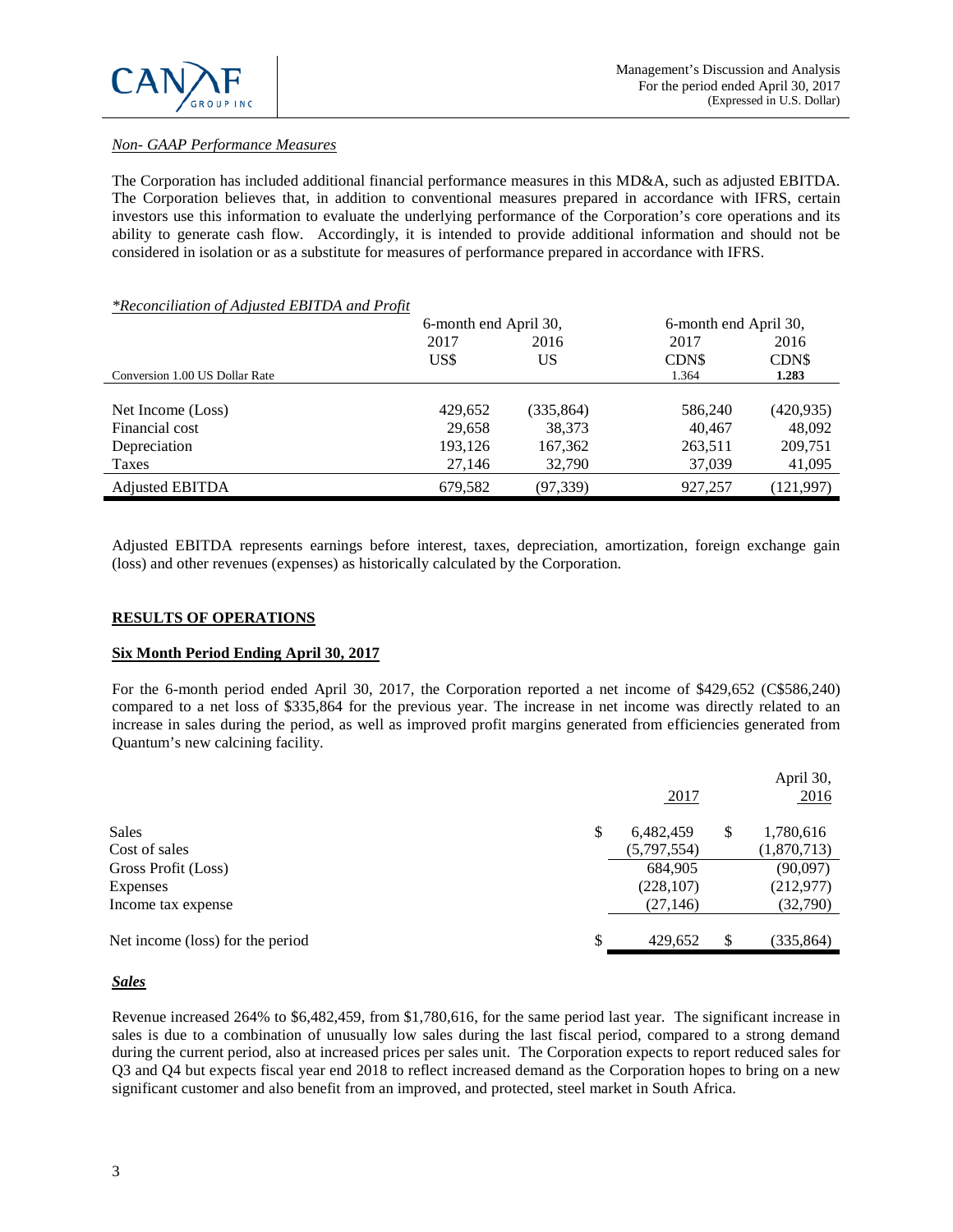*Non- GAAP Performance Measures*

The Corporation has included additional financial performance measures in this MD&A, such as adjusted EBITDA. The Corporation believes that, in addition to conventional measures prepared in accordance with IFRS, certain investors use this information to evaluate the underlying performance of the Corporation's core operations and its ability to generate cash flow. Accordingly, it is intended to provide additional information and should not be considered in isolation or as a substitute for measures of performance prepared in accordance with IFRS.

*\*Reconciliation of Adjusted EBITDA and Profit*

| | 6-month end April 30, | | 6-month end April 30, | |
|---|---|---|---|---|
| | 2017 | 2016 | 2017 | 2016 |
| | US$ | US | CDN$ | CDN$ |
| Conversion 1.00 US Dollar Rate | | | 1.364 | **1.283** |
| Net Income (Loss) | 429,652 | (335,864) | 586,240 | (420,935) |
| Financial cost | 29,658 | 38,373 | 40,467 | 48,092 |
| Depreciation | 193,126 | 167,362 | 263,511 | 209,751 |
| Taxes | 27,146 | 32,790 | 37,039 | 41,095 |
| Adjusted EBITDA | 679,582 | (97,339) | 927,257 | (121,997) |

Adjusted EBITDA represents earnings before interest, taxes, depreciation, amortization, foreign exchange gain (loss) and other revenues (expenses) as historically calculated by the Corporation.

## RESULTS OF OPERATIONS

### Six Month Period Ending April 30, 2017

For the 6-month period ended April 30, 2017, the Corporation reported a net income of $429,652 (C$586,240) compared to a net loss of $335,864 for the previous year. The increase in net income was directly related to an increase in sales during the period, as well as improved profit margins generated from efficiencies generated from Quantum's new calcining facility.

| | 2017 | April 30, 2016 |
|---|---|---|
| Sales | $ 6,482,459 | $ 1,780,616 |
| Cost of sales | (5,797,554) | (1,870,713) |
| Gross Profit (Loss) | 684,905 | (90,097) |
| Expenses | (228,107) | (212,977) |
| Income tax expense | (27,146) | (32,790) |
| Net income (loss) for the period | $ 429,652 | $ (335,864) |

***Sales***

Revenue increased 264% to $6,482,459, from $1,780,616, for the same period last year. The significant increase in sales is due to a combination of unusually low sales during the last fiscal period, compared to a strong demand during the current period, also at increased prices per sales unit. The Corporation expects to report reduced sales for Q3 and Q4 but expects fiscal year end 2018 to reflect increased demand as the Corporation hopes to bring on a new significant customer and also benefit from an improved, and protected, steel market in South Africa.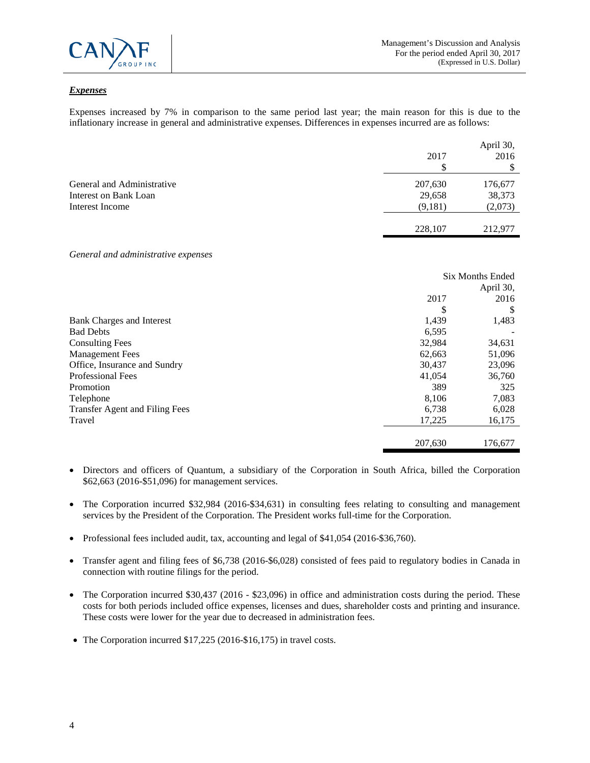***Expenses***

Expenses increased by 7% in comparison to the same period last year; the main reason for this is due to the inflationary increase in general and administrative expenses. Differences in expenses incurred are as follows:

| | 2017 | April 30, 2016 |
|---|---|---|
| | $ | $ |
| General and Administrative | 207,630 | 176,677 |
| Interest on Bank Loan | 29,658 | 38,373 |
| Interest Income | (9,181) | (2,073) |
| | 228,107 | 212,977 |

*General and administrative expenses*

| | Six Months Ended | |
|---|---|---|
| | 2017 | April 30, 2016 |
| | $ | $ |
| Bank Charges and Interest | 1,439 | 1,483 |
| Bad Debts | 6,595 | - |
| Consulting Fees | 32,984 | 34,631 |
| Management Fees | 62,663 | 51,096 |
| Office, Insurance and Sundry | 30,437 | 23,096 |
| Professional Fees | 41,054 | 36,760 |
| Promotion | 389 | 325 |
| Telephone | 8,106 | 7,083 |
| Transfer Agent and Filing Fees | 6,738 | 6,028 |
| Travel | 17,225 | 16,175 |
| | 207,630 | 176,677 |

- Directors and officers of Quantum, a subsidiary of the Corporation in South Africa, billed the Corporation $62,663 (2016-$51,096) for management services.

- The Corporation incurred $32,984 (2016-$34,631) in consulting fees relating to consulting and management services by the President of the Corporation. The President works full-time for the Corporation.

- Professional fees included audit, tax, accounting and legal of $41,054 (2016-$36,760).

- Transfer agent and filing fees of $6,738 (2016-$6,028) consisted of fees paid to regulatory bodies in Canada in connection with routine filings for the period.

- The Corporation incurred $30,437 (2016 - $23,096) in office and administration costs during the period. These costs for both periods included office expenses, licenses and dues, shareholder costs and printing and insurance. These costs were lower for the year due to decreased in administration fees.

- The Corporation incurred $17,225 (2016-$16,175) in travel costs.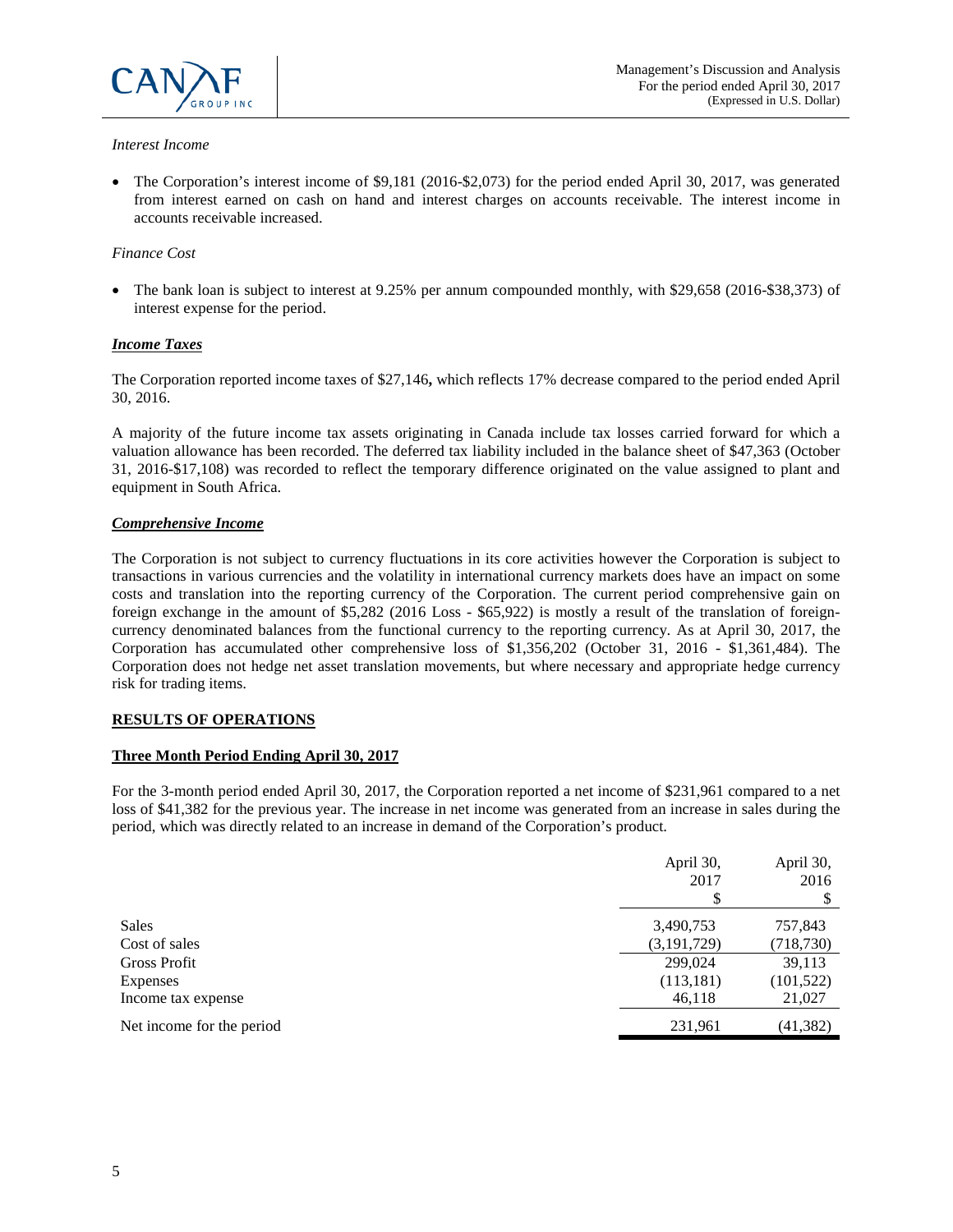*Interest Income*

- The Corporation's interest income of $9,181 (2016-$2,073) for the period ended April 30, 2017, was generated from interest earned on cash on hand and interest charges on accounts receivable. The interest income in accounts receivable increased.

*Finance Cost*

- The bank loan is subject to interest at 9.25% per annum compounded monthly, with $29,658 (2016-$38,373) of interest expense for the period.

***Income Taxes***

The Corporation reported income taxes of $27,146**,** which reflects 17% decrease compared to the period ended April 30, 2016.

A majority of the future income tax assets originating in Canada include tax losses carried forward for which a valuation allowance has been recorded. The deferred tax liability included in the balance sheet of $47,363 (October 31, 2016-$17,108) was recorded to reflect the temporary difference originated on the value assigned to plant and equipment in South Africa.

***Comprehensive Income***

The Corporation is not subject to currency fluctuations in its core activities however the Corporation is subject to transactions in various currencies and the volatility in international currency markets does have an impact on some costs and translation into the reporting currency of the Corporation. The current period comprehensive gain on foreign exchange in the amount of $5,282 (2016 Loss - $65,922) is mostly a result of the translation of foreign-currency denominated balances from the functional currency to the reporting currency. As at April 30, 2017, the Corporation has accumulated other comprehensive loss of $1,356,202 (October 31, 2016 - $1,361,484). The Corporation does not hedge net asset translation movements, but where necessary and appropriate hedge currency risk for trading items.

## RESULTS OF OPERATIONS

### Three Month Period Ending April 30, 2017

For the 3-month period ended April 30, 2017, the Corporation reported a net income of $231,961 compared to a net loss of $41,382 for the previous year. The increase in net income was generated from an increase in sales during the period, which was directly related to an increase in demand of the Corporation's product.

| | April 30, 2017 $ | April 30, 2016 $ |
|---|---|---|
| Sales | 3,490,753 | 757,843 |
| Cost of sales | (3,191,729) | (718,730) |
| Gross Profit | 299,024 | 39,113 |
| Expenses | (113,181) | (101,522) |
| Income tax expense | 46,118 | 21,027 |
| Net income for the period | 231,961 | (41,382) |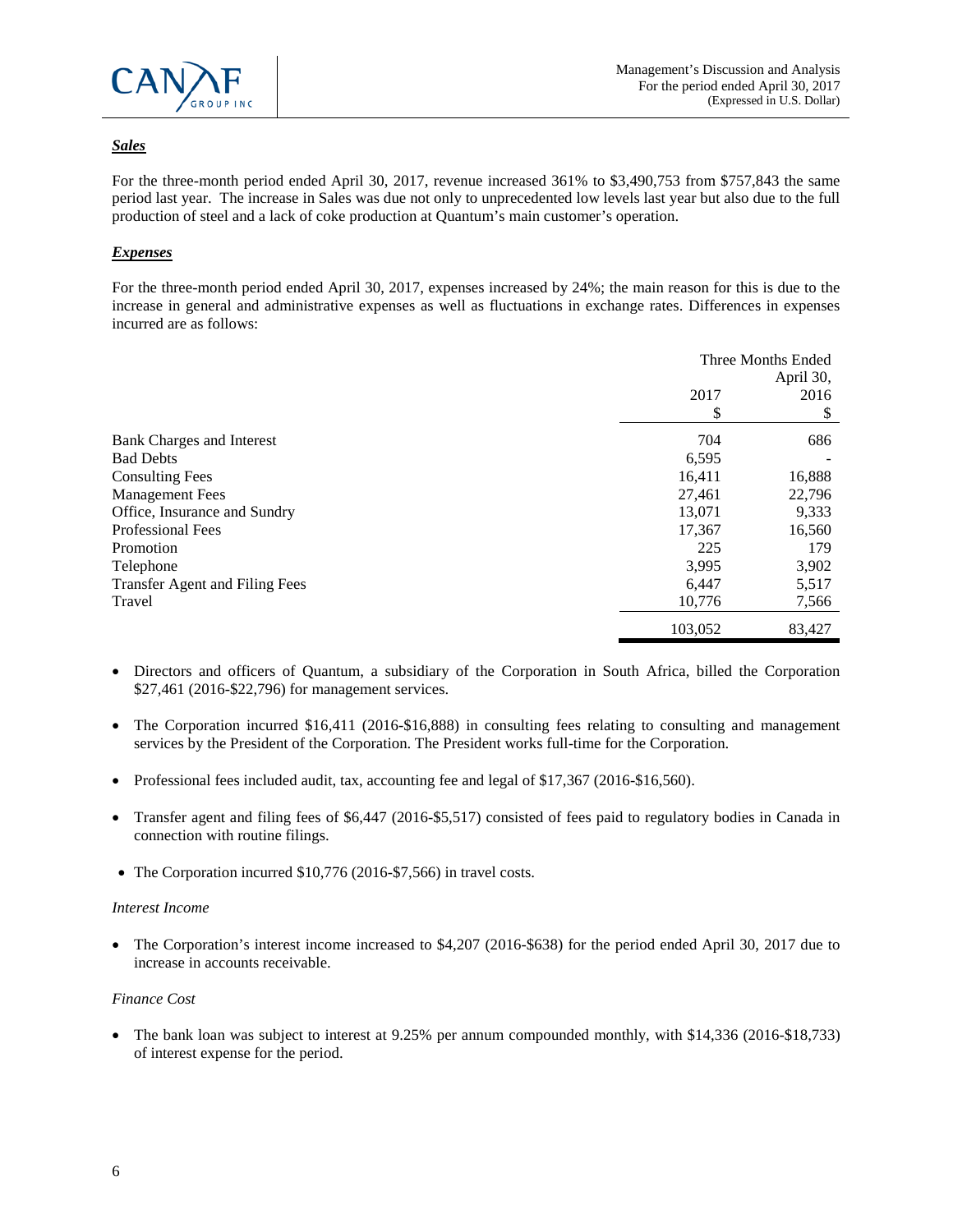***Sales***

For the three-month period ended April 30, 2017, revenue increased 361% to $3,490,753 from $757,843 the same period last year. The increase in Sales was due not only to unprecedented low levels last year but also due to the full production of steel and a lack of coke production at Quantum's main customer's operation.

***Expenses***

For the three-month period ended April 30, 2017, expenses increased by 24%; the main reason for this is due to the increase in general and administrative expenses as well as fluctuations in exchange rates. Differences in expenses incurred are as follows:

| | Three Months Ended April 30, | |
|---|---|---|
| | 2017 | 2016 |
| | $ | $ |
| Bank Charges and Interest | 704 | 686 |
| Bad Debts | 6,595 | - |
| Consulting Fees | 16,411 | 16,888 |
| Management Fees | 27,461 | 22,796 |
| Office, Insurance and Sundry | 13,071 | 9,333 |
| Professional Fees | 17,367 | 16,560 |
| Promotion | 225 | 179 |
| Telephone | 3,995 | 3,902 |
| Transfer Agent and Filing Fees | 6,447 | 5,517 |
| Travel | 10,776 | 7,566 |
| | 103,052 | 83,427 |

- Directors and officers of Quantum, a subsidiary of the Corporation in South Africa, billed the Corporation $27,461 (2016-$22,796) for management services.
- The Corporation incurred $16,411 (2016-$16,888) in consulting fees relating to consulting and management services by the President of the Corporation. The President works full-time for the Corporation.
- Professional fees included audit, tax, accounting fee and legal of $17,367 (2016-$16,560).
- Transfer agent and filing fees of $6,447 (2016-$5,517) consisted of fees paid to regulatory bodies in Canada in connection with routine filings.
- The Corporation incurred $10,776 (2016-$7,566) in travel costs.

*Interest Income*

- The Corporation's interest income increased to $4,207 (2016-$638) for the period ended April 30, 2017 due to increase in accounts receivable.

*Finance Cost*

- The bank loan was subject to interest at 9.25% per annum compounded monthly, with $14,336 (2016-$18,733) of interest expense for the period.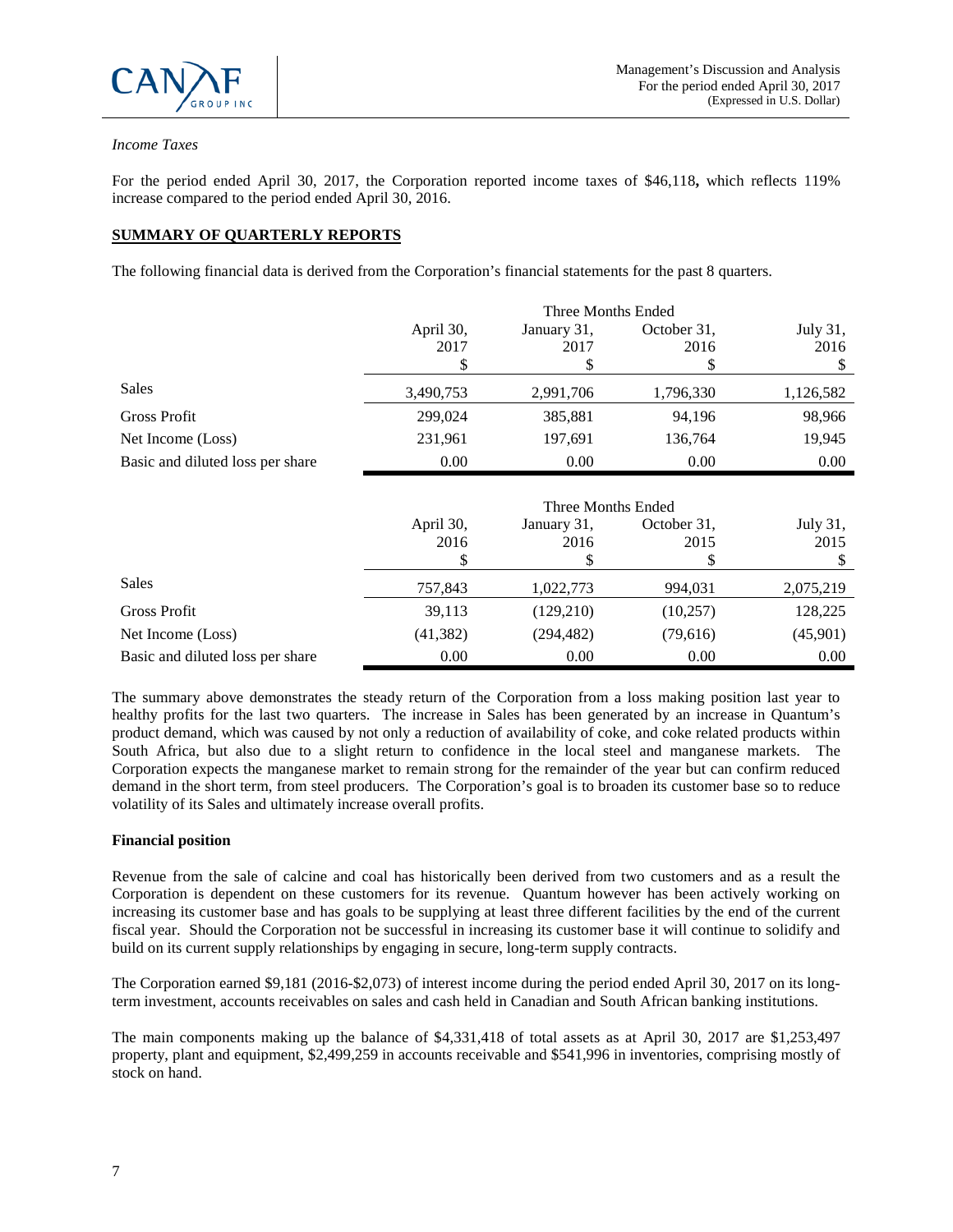*Income Taxes*

For the period ended April 30, 2017, the Corporation reported income taxes of $46,118**,** which reflects 119% increase compared to the period ended April 30, 2016.

## SUMMARY OF QUARTERLY REPORTS

The following financial data is derived from the Corporation's financial statements for the past 8 quarters.

| | Three Months Ended | | | |
|---|---|---|---|---|
| | April 30, 2017 $ | January 31, 2017 $ | October 31, 2016 $ | July 31, 2016 $ |
| Sales | 3,490,753 | 2,991,706 | 1,796,330 | 1,126,582 |
| Gross Profit | 299,024 | 385,881 | 94,196 | 98,966 |
| Net Income (Loss) | 231,961 | 197,691 | 136,764 | 19,945 |
| Basic and diluted loss per share | 0.00 | 0.00 | 0.00 | 0.00 |

| | Three Months Ended | | | |
|---|---|---|---|---|
| | April 30, 2016 $ | January 31, 2016 $ | October 31, 2015 $ | July 31, 2015 $ |
| Sales | 757,843 | 1,022,773 | 994,031 | 2,075,219 |
| Gross Profit | 39,113 | (129,210) | (10,257) | 128,225 |
| Net Income (Loss) | (41,382) | (294,482) | (79,616) | (45,901) |
| Basic and diluted loss per share | 0.00 | 0.00 | 0.00 | 0.00 |

The summary above demonstrates the steady return of the Corporation from a loss making position last year to healthy profits for the last two quarters. The increase in Sales has been generated by an increase in Quantum's product demand, which was caused by not only a reduction of availability of coke, and coke related products within South Africa, but also due to a slight return to confidence in the local steel and manganese markets. The Corporation expects the manganese market to remain strong for the remainder of the year but can confirm reduced demand in the short term, from steel producers. The Corporation's goal is to broaden its customer base so to reduce volatility of its Sales and ultimately increase overall profits.

**Financial position**

Revenue from the sale of calcine and coal has historically been derived from two customers and as a result the Corporation is dependent on these customers for its revenue. Quantum however has been actively working on increasing its customer base and has goals to be supplying at least three different facilities by the end of the current fiscal year. Should the Corporation not be successful in increasing its customer base it will continue to solidify and build on its current supply relationships by engaging in secure, long-term supply contracts.

The Corporation earned $9,181 (2016-$2,073) of interest income during the period ended April 30, 2017 on its long-term investment, accounts receivables on sales and cash held in Canadian and South African banking institutions.

The main components making up the balance of $4,331,418 of total assets as at April 30, 2017 are $1,253,497 property, plant and equipment, $2,499,259 in accounts receivable and $541,996 in inventories, comprising mostly of stock on hand.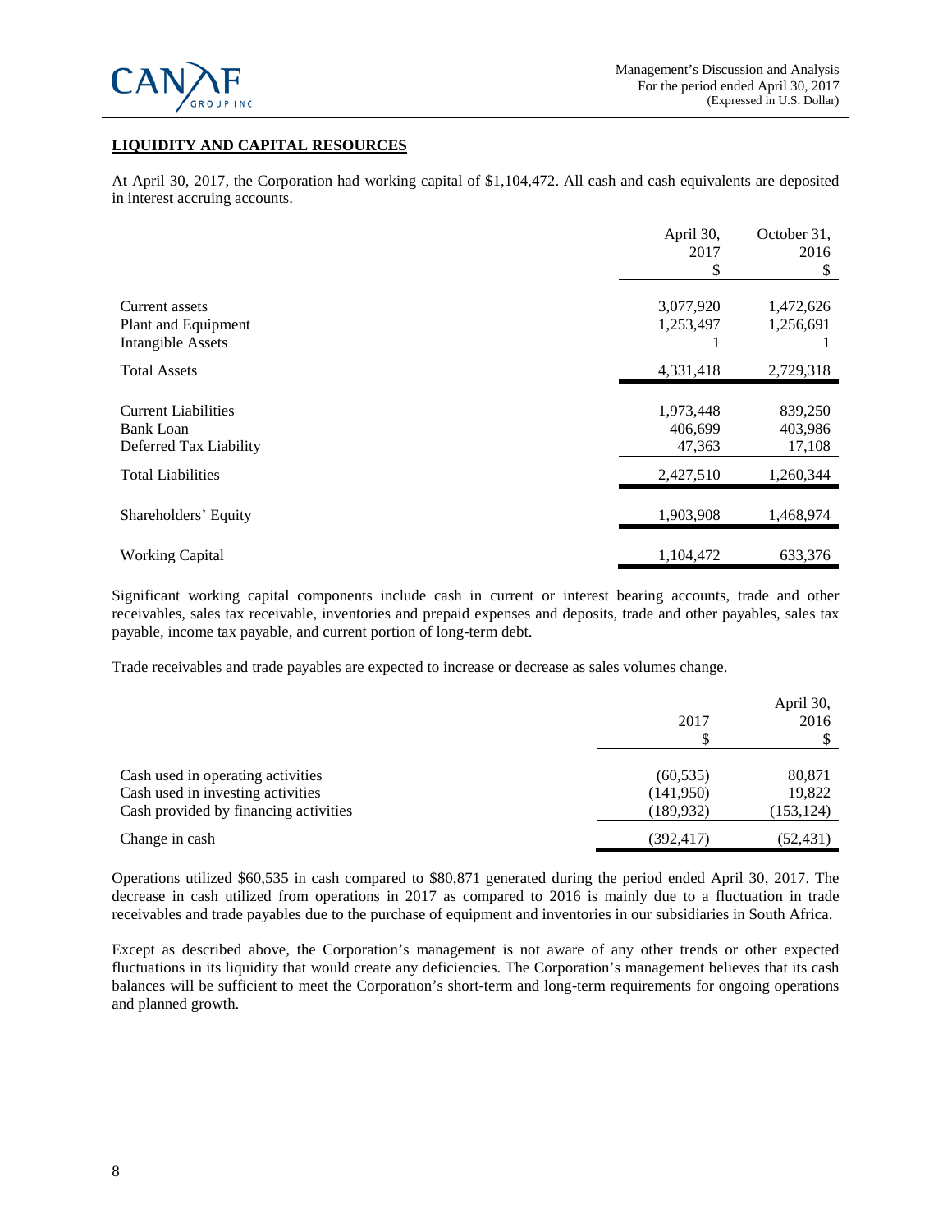## LIQUIDITY AND CAPITAL RESOURCES

At April 30, 2017, the Corporation had working capital of $1,104,472. All cash and cash equivalents are deposited in interest accruing accounts.

| | April 30, 2017 $ | October 31, 2016 $ |
|---|---|---|
| Current assets | 3,077,920 | 1,472,626 |
| Plant and Equipment | 1,253,497 | 1,256,691 |
| Intangible Assets | 1 | 1 |
| Total Assets | 4,331,418 | 2,729,318 |
| Current Liabilities | 1,973,448 | 839,250 |
| Bank Loan | 406,699 | 403,986 |
| Deferred Tax Liability | 47,363 | 17,108 |
| Total Liabilities | 2,427,510 | 1,260,344 |
| Shareholders' Equity | 1,903,908 | 1,468,974 |
| Working Capital | 1,104,472 | 633,376 |

Significant working capital components include cash in current or interest bearing accounts, trade and other receivables, sales tax receivable, inventories and prepaid expenses and deposits, trade and other payables, sales tax payable, income tax payable, and current portion of long-term debt.

Trade receivables and trade payables are expected to increase or decrease as sales volumes change.

| | 2017 $ | April 30, 2016 $ |
|---|---|---|
| Cash used in operating activities | (60,535) | 80,871 |
| Cash used in investing activities | (141,950) | 19,822 |
| Cash provided by financing activities | (189,932) | (153,124) |
| Change in cash | (392,417) | (52,431) |

Operations utilized $60,535 in cash compared to $80,871 generated during the period ended April 30, 2017. The decrease in cash utilized from operations in 2017 as compared to 2016 is mainly due to a fluctuation in trade receivables and trade payables due to the purchase of equipment and inventories in our subsidiaries in South Africa.

Except as described above, the Corporation's management is not aware of any other trends or other expected fluctuations in its liquidity that would create any deficiencies. The Corporation's management believes that its cash balances will be sufficient to meet the Corporation's short-term and long-term requirements for ongoing operations and planned growth.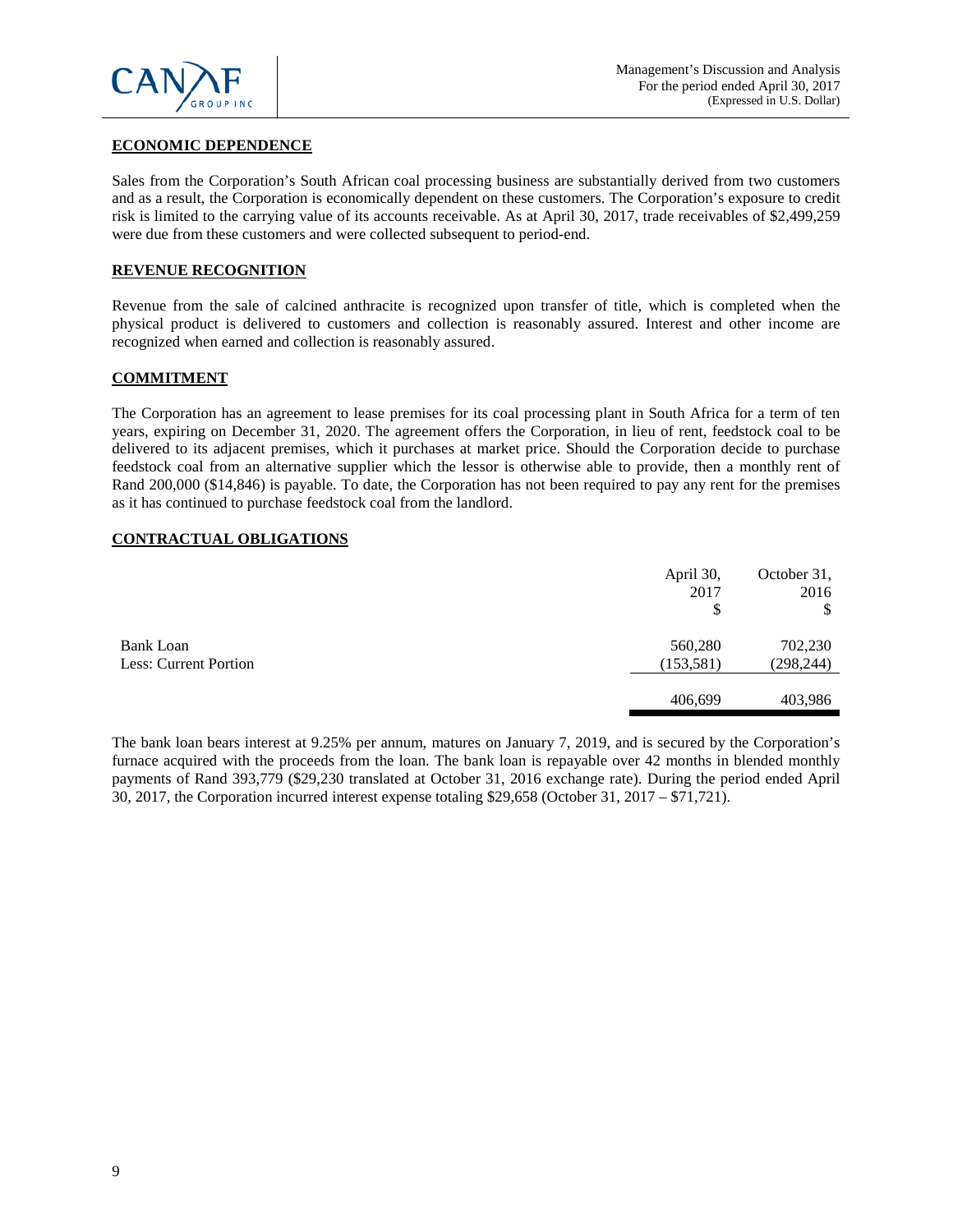## ECONOMIC DEPENDENCE

Sales from the Corporation's South African coal processing business are substantially derived from two customers and as a result, the Corporation is economically dependent on these customers. The Corporation's exposure to credit risk is limited to the carrying value of its accounts receivable. As at April 30, 2017, trade receivables of $2,499,259 were due from these customers and were collected subsequent to period-end.

## REVENUE RECOGNITION

Revenue from the sale of calcined anthracite is recognized upon transfer of title, which is completed when the physical product is delivered to customers and collection is reasonably assured. Interest and other income are recognized when earned and collection is reasonably assured.

## COMMITMENT

The Corporation has an agreement to lease premises for its coal processing plant in South Africa for a term of ten years, expiring on December 31, 2020. The agreement offers the Corporation, in lieu of rent, feedstock coal to be delivered to its adjacent premises, which it purchases at market price. Should the Corporation decide to purchase feedstock coal from an alternative supplier which the lessor is otherwise able to provide, then a monthly rent of Rand 200,000 ($14,846) is payable. To date, the Corporation has not been required to pay any rent for the premises as it has continued to purchase feedstock coal from the landlord.

## CONTRACTUAL OBLIGATIONS

| | April 30, 2017 $ | October 31, 2016 $ |
|---|---|---|
| Bank Loan | 560,280 | 702,230 |
| Less: Current Portion | (153,581) | (298,244) |
| | 406,699 | 403,986 |

The bank loan bears interest at 9.25% per annum, matures on January 7, 2019, and is secured by the Corporation's furnace acquired with the proceeds from the loan. The bank loan is repayable over 42 months in blended monthly payments of Rand 393,779 ($29,230 translated at October 31, 2016 exchange rate). During the period ended April 30, 2017, the Corporation incurred interest expense totaling $29,658 (October 31, 2017 – $71,721).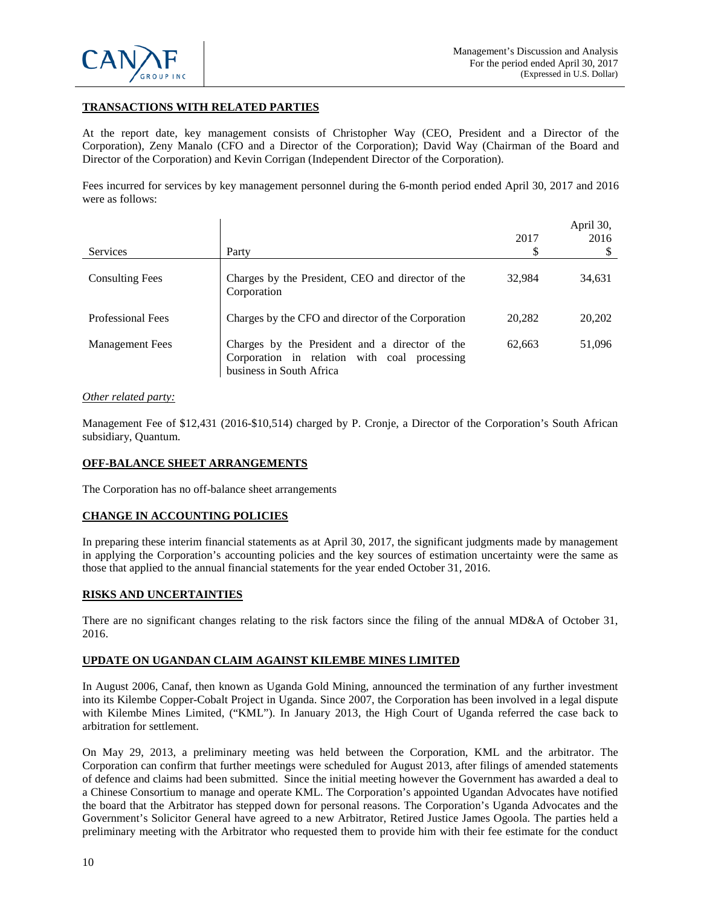## TRANSACTIONS WITH RELATED PARTIES

At the report date, key management consists of Christopher Way (CEO, President and a Director of the Corporation), Zeny Manalo (CFO and a Director of the Corporation); David Way (Chairman of the Board and Director of the Corporation) and Kevin Corrigan (Independent Director of the Corporation).

Fees incurred for services by key management personnel during the 6-month period ended April 30, 2017 and 2016 were as follows:

| Services | Party | 2017<br>$ | April 30,<br>2016<br>$ |
|---|---|---|---|
| Consulting Fees | Charges by the President, CEO and director of the Corporation | 32,984 | 34,631 |
| Professional Fees | Charges by the CFO and director of the Corporation | 20,282 | 20,202 |
| Management Fees | Charges by the President and a director of the Corporation in relation with coal processing business in South Africa | 62,663 | 51,096 |

*Other related party:*

Management Fee of $12,431 (2016-$10,514) charged by P. Cronje, a Director of the Corporation's South African subsidiary, Quantum.

## OFF-BALANCE SHEET ARRANGEMENTS

The Corporation has no off-balance sheet arrangements

## CHANGE IN ACCOUNTING POLICIES

In preparing these interim financial statements as at April 30, 2017, the significant judgments made by management in applying the Corporation's accounting policies and the key sources of estimation uncertainty were the same as those that applied to the annual financial statements for the year ended October 31, 2016.

## RISKS AND UNCERTAINTIES

There are no significant changes relating to the risk factors since the filing of the annual MD&A of October 31, 2016.

## UPDATE ON UGANDAN CLAIM AGAINST KILEMBE MINES LIMITED

In August 2006, Canaf, then known as Uganda Gold Mining, announced the termination of any further investment into its Kilembe Copper-Cobalt Project in Uganda. Since 2007, the Corporation has been involved in a legal dispute with Kilembe Mines Limited, ("KML"). In January 2013, the High Court of Uganda referred the case back to arbitration for settlement.

On May 29, 2013, a preliminary meeting was held between the Corporation, KML and the arbitrator. The Corporation can confirm that further meetings were scheduled for August 2013, after filings of amended statements of defence and claims had been submitted. Since the initial meeting however the Government has awarded a deal to a Chinese Consortium to manage and operate KML. The Corporation's appointed Ugandan Advocates have notified the board that the Arbitrator has stepped down for personal reasons. The Corporation's Uganda Advocates and the Government's Solicitor General have agreed to a new Arbitrator, Retired Justice James Ogoola. The parties held a preliminary meeting with the Arbitrator who requested them to provide him with their fee estimate for the conduct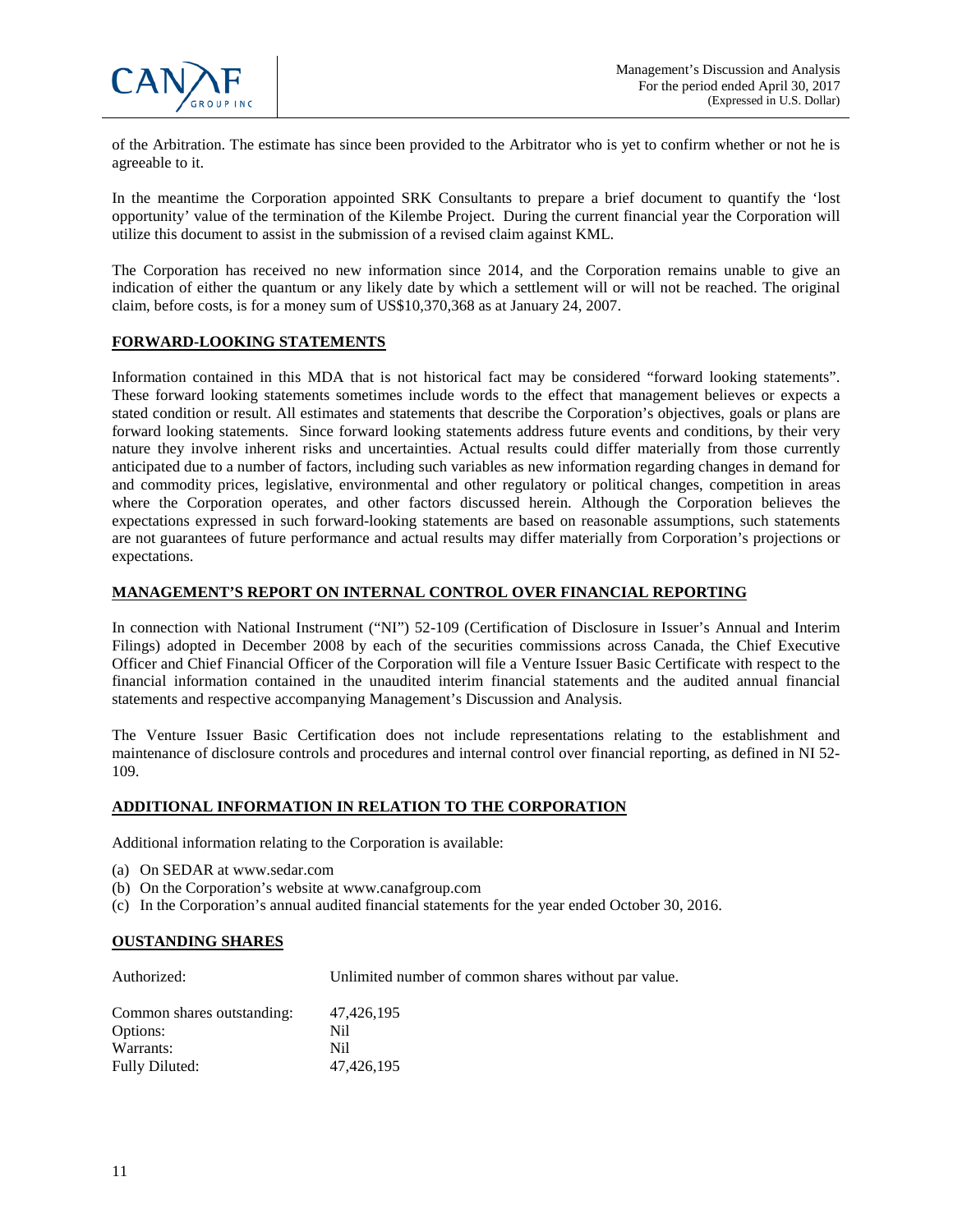of the Arbitration. The estimate has since been provided to the Arbitrator who is yet to confirm whether or not he is agreeable to it.

In the meantime the Corporation appointed SRK Consultants to prepare a brief document to quantify the 'lost opportunity' value of the termination of the Kilembe Project. During the current financial year the Corporation will utilize this document to assist in the submission of a revised claim against KML.

The Corporation has received no new information since 2014, and the Corporation remains unable to give an indication of either the quantum or any likely date by which a settlement will or will not be reached. The original claim, before costs, is for a money sum of US$10,370,368 as at January 24, 2007.

## FORWARD-LOOKING STATEMENTS

Information contained in this MDA that is not historical fact may be considered "forward looking statements". These forward looking statements sometimes include words to the effect that management believes or expects a stated condition or result. All estimates and statements that describe the Corporation's objectives, goals or plans are forward looking statements. Since forward looking statements address future events and conditions, by their very nature they involve inherent risks and uncertainties. Actual results could differ materially from those currently anticipated due to a number of factors, including such variables as new information regarding changes in demand for and commodity prices, legislative, environmental and other regulatory or political changes, competition in areas where the Corporation operates, and other factors discussed herein. Although the Corporation believes the expectations expressed in such forward-looking statements are based on reasonable assumptions, such statements are not guarantees of future performance and actual results may differ materially from Corporation's projections or expectations.

## MANAGEMENT'S REPORT ON INTERNAL CONTROL OVER FINANCIAL REPORTING

In connection with National Instrument ("NI") 52-109 (Certification of Disclosure in Issuer's Annual and Interim Filings) adopted in December 2008 by each of the securities commissions across Canada, the Chief Executive Officer and Chief Financial Officer of the Corporation will file a Venture Issuer Basic Certificate with respect to the financial information contained in the unaudited interim financial statements and the audited annual financial statements and respective accompanying Management's Discussion and Analysis.

The Venture Issuer Basic Certification does not include representations relating to the establishment and maintenance of disclosure controls and procedures and internal control over financial reporting, as defined in NI 52-109.

## ADDITIONAL INFORMATION IN RELATION TO THE CORPORATION

Additional information relating to the Corporation is available:

(a) On SEDAR at www.sedar.com
(b) On the Corporation's website at www.canafgroup.com
(c) In the Corporation's annual audited financial statements for the year ended October 30, 2016.

## OUSTANDING SHARES

| | |
|---|---|
| Authorized: | Unlimited number of common shares without par value. |
| Common shares outstanding: | 47,426,195 |
| Options: | Nil |
| Warrants: | Nil |
| Fully Diluted: | 47,426,195 |